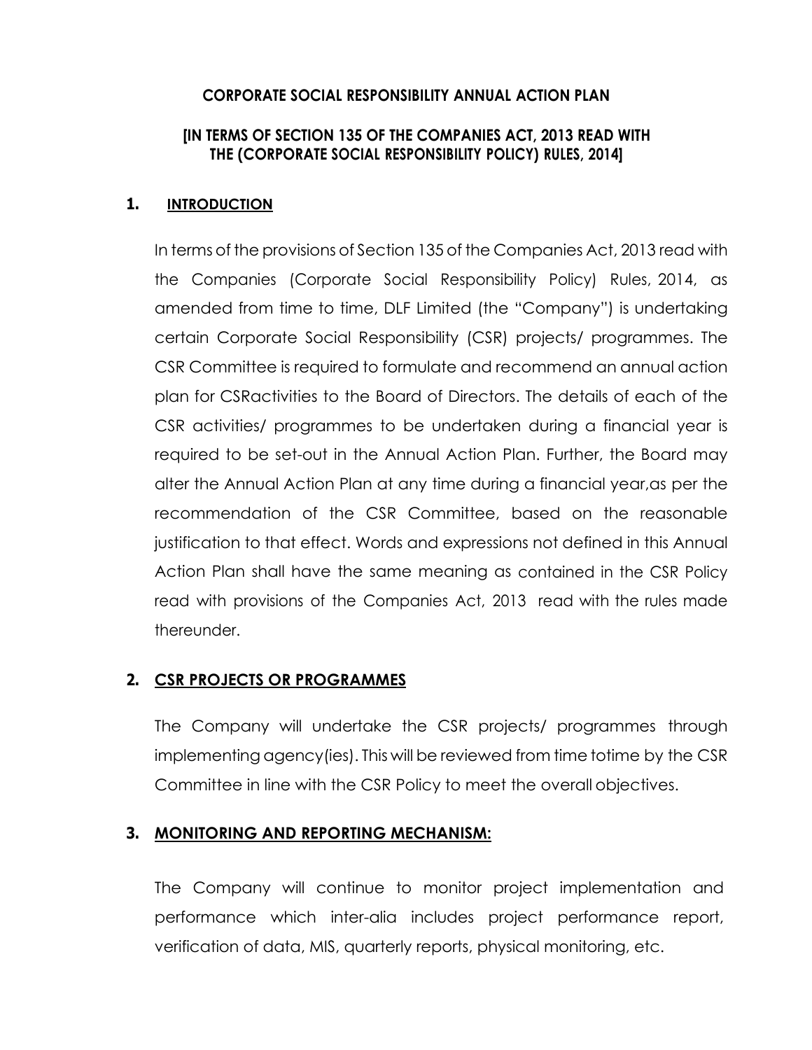# CORPORATE SOCIAL RESPONSIBILITY ANNUAL ACTION PLAN

## [IN TERMS OF SECTION 135 OF THE COMPANIES ACT, 2013 READ WITH THE (CORPORATE SOCIAL RESPONSIBILITY POLICY) RULES, 2014]

## 1. INTRODUCTION

In terms of the provisions of Section 135 of the Companies Act, 2013 read with the Companies (Corporate Social Responsibility Policy) Rules, 2014, as amended from time to time, DLF Limited (the "Company") is undertaking certain Corporate Social Responsibility (CSR) projects/ programmes. The CSR Committee is required to formulate and recommend an annual action plan for CSRactivities to the Board of Directors. The details of each of the CSR activities/ programmes to be undertaken during a financial year is required to be set-out in the Annual Action Plan. Further, the Board may alter the Annual Action Plan at any time during a financial year,as per the recommendation of the CSR Committee, based on the reasonable justification to that effect. Words and expressions not defined in this Annual Action Plan shall have the same meaning as contained in the CSR Policy read with provisions of the Companies Act, 2013 read with the rules made thereunder.

## 2. CSR PROJECTS OR PROGRAMMES

The Company will undertake the CSR projects/ programmes through implementing agency(ies). This will be reviewed from time totime by the CSR Committee in line with the CSR Policy to meet the overall objectives.

## 3. MONITORING AND REPORTING MECHANISM:

The Company will continue to monitor project implementation and performance which inter-alia includes project performance report, verification of data, MIS, quarterly reports, physical monitoring, etc.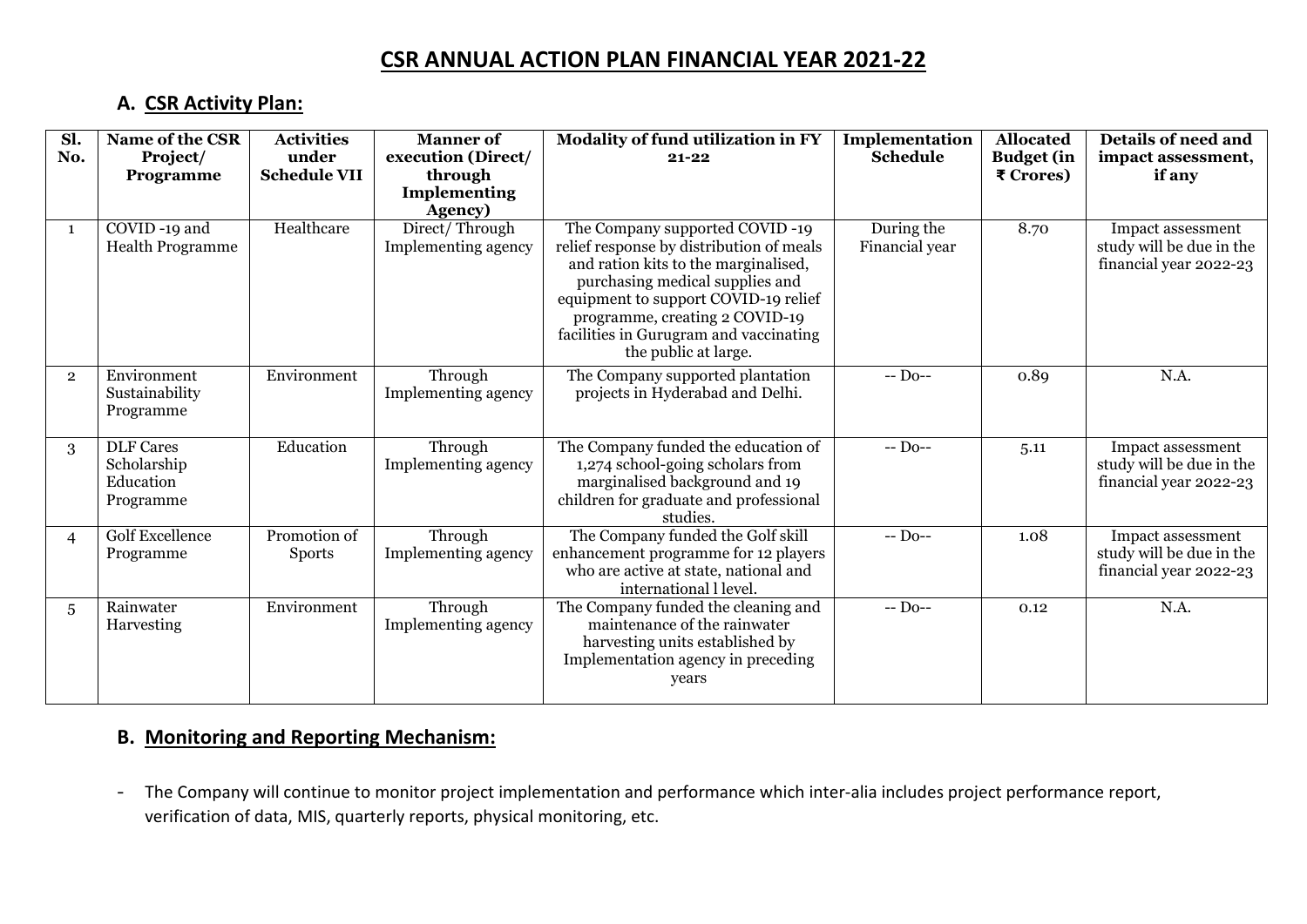# CSR ANNUAL ACTION PLAN FINANCIAL YEAR 2021-22

## A. CSR Activity Plan:

| Sl. No. | Name of the CSR Project/ Programme | Activities under Schedule VII | Manner of execution (Direct/ through Implementing Agency) | Modality of fund utilization in FY 21-22 | Implementation Schedule | Allocated Budget (in ₹ Crores) | Details of need and impact assessment, if any |
|---|---|---|---|---|---|---|---|
| 1 | COVID -19 and Health Programme | Healthcare | Direct/ Through Implementing agency | The Company supported COVID -19 relief response by distribution of meals and ration kits to the marginalised, purchasing medical supplies and equipment to support COVID-19 relief programme, creating 2 COVID-19 facilities in Gurugram and vaccinating the public at large. | During the Financial year | 8.70 | Impact assessment study will be due in the financial year 2022-23 |
| 2 | Environment Sustainability Programme | Environment | Through Implementing agency | The Company supported plantation projects in Hyderabad and Delhi. | -- Do-- | 0.89 | N.A. |
| 3 | DLF Cares Scholarship Education Programme | Education | Through Implementing agency | The Company funded the education of 1,274 school-going scholars from marginalised background and 19 children for graduate and professional studies. | -- Do-- | 5.11 | Impact assessment study will be due in the financial year 2022-23 |
| 4 | Golf Excellence Programme | Promotion of Sports | Through Implementing agency | The Company funded the Golf skill enhancement programme for 12 players who are active at state, national and international l level. | -- Do-- | 1.08 | Impact assessment study will be due in the financial year 2022-23 |
| 5 | Rainwater Harvesting | Environment | Through Implementing agency | The Company funded the cleaning and maintenance of the rainwater harvesting units established by Implementation agency in preceding years | -- Do-- | 0.12 | N.A. |

## B. Monitoring and Reporting Mechanism:

- The Company will continue to monitor project implementation and performance which inter-alia includes project performance report, verification of data, MIS, quarterly reports, physical monitoring, etc.